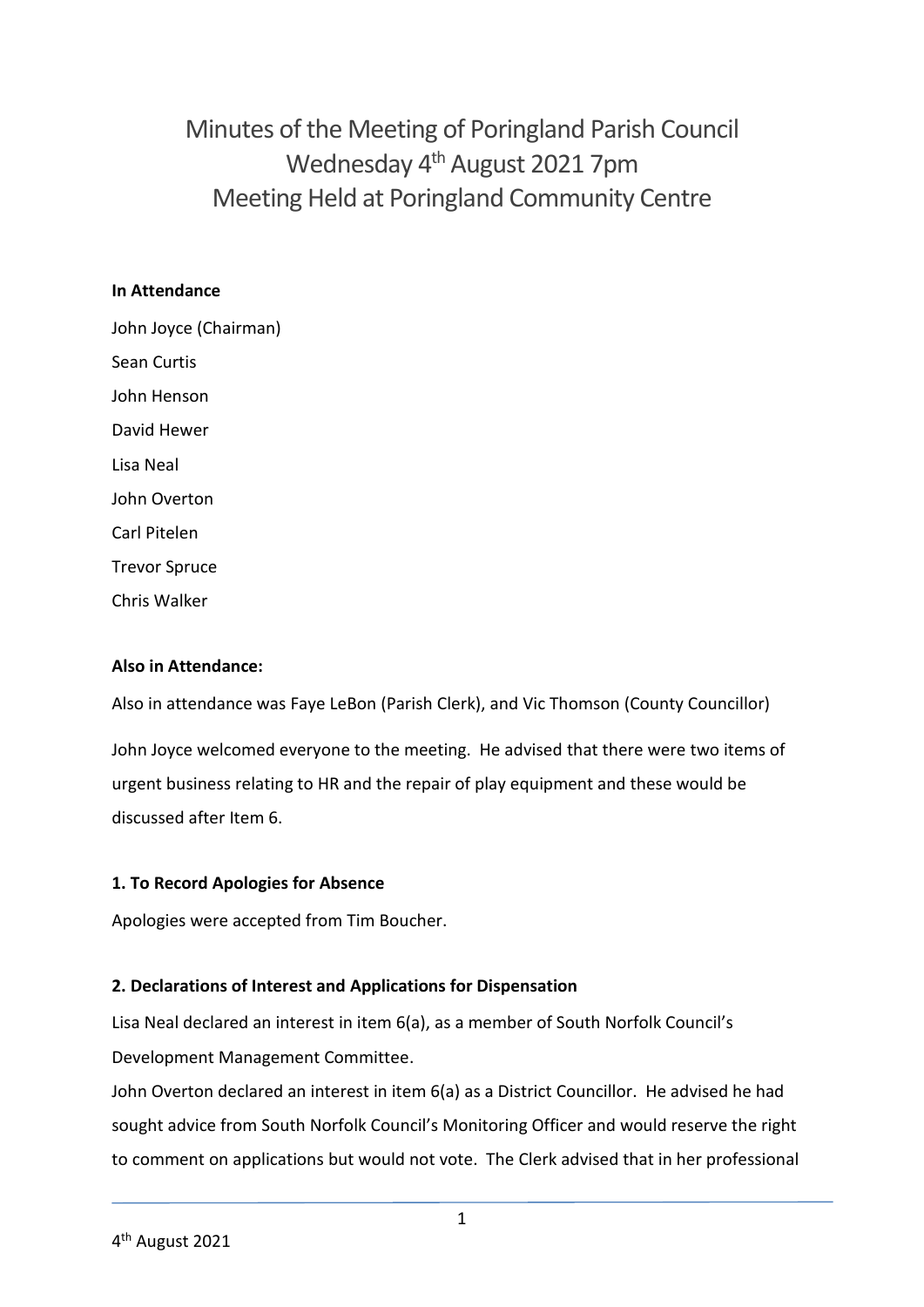# Minutes of the Meeting of Poringland Parish Council Wednesday 4th August 2021 7pm Meeting Held at Poringland Community Centre

**In Attendance**

John Joyce (Chairman)

Sean Curtis

John Henson

David Hewer

Lisa Neal

John Overton

Carl Pitelen

Trevor Spruce

Chris Walker

**Also in Attendance:**

Also in attendance was Faye LeBon (Parish Clerk), and Vic Thomson (County Councillor)

John Joyce welcomed everyone to the meeting. He advised that there were two items of urgent business relating to HR and the repair of play equipment and these would be discussed after Item 6.

### 1. To Record Apologies for Absence

Apologies were accepted from Tim Boucher.

### 2. Declarations of Interest and Applications for Dispensation

Lisa Neal declared an interest in item 6(a), as a member of South Norfolk Council's Development Management Committee.

John Overton declared an interest in item 6(a) as a District Councillor. He advised he had sought advice from South Norfolk Council's Monitoring Officer and would reserve the right to comment on applications but would not vote. The Clerk advised that in her professional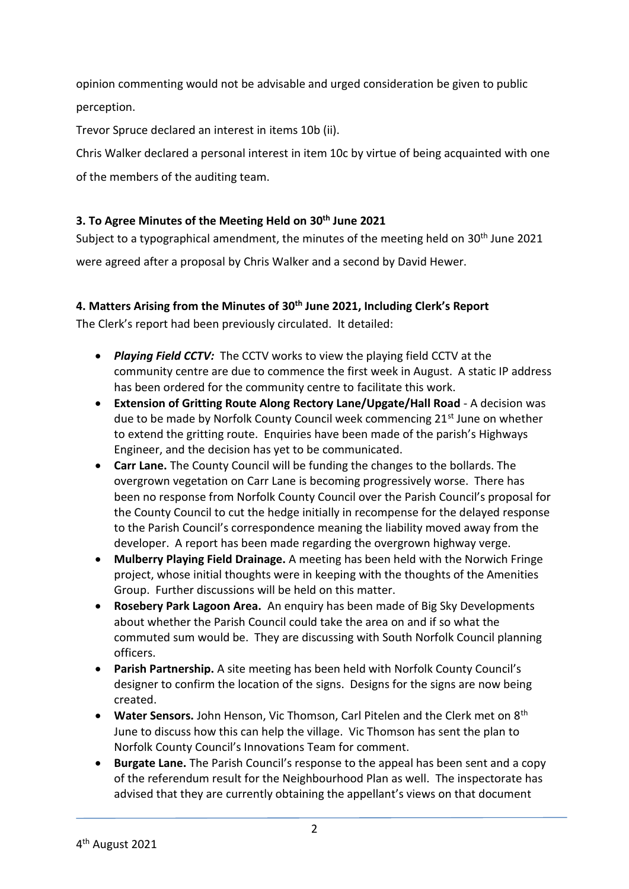opinion commenting would not be advisable and urged consideration be given to public perception.

Trevor Spruce declared an interest in items 10b (ii).

Chris Walker declared a personal interest in item 10c by virtue of being acquainted with one of the members of the auditing team.

### 3. To Agree Minutes of the Meeting Held on 30th June 2021

Subject to a typographical amendment, the minutes of the meeting held on 30th June 2021 were agreed after a proposal by Chris Walker and a second by David Hewer.

### 4. Matters Arising from the Minutes of 30th June 2021, Including Clerk's Report

The Clerk's report had been previously circulated. It detailed:

- ***Playing Field CCTV:*** The CCTV works to view the playing field CCTV at the community centre are due to commence the first week in August. A static IP address has been ordered for the community centre to facilitate this work.
- **Extension of Gritting Route Along Rectory Lane/Upgate/Hall Road** - A decision was due to be made by Norfolk County Council week commencing 21st June on whether to extend the gritting route. Enquiries have been made of the parish's Highways Engineer, and the decision has yet to be communicated.
- **Carr Lane.** The County Council will be funding the changes to the bollards. The overgrown vegetation on Carr Lane is becoming progressively worse. There has been no response from Norfolk County Council over the Parish Council's proposal for the County Council to cut the hedge initially in recompense for the delayed response to the Parish Council's correspondence meaning the liability moved away from the developer. A report has been made regarding the overgrown highway verge.
- **Mulberry Playing Field Drainage.** A meeting has been held with the Norwich Fringe project, whose initial thoughts were in keeping with the thoughts of the Amenities Group. Further discussions will be held on this matter.
- **Rosebery Park Lagoon Area.** An enquiry has been made of Big Sky Developments about whether the Parish Council could take the area on and if so what the commuted sum would be. They are discussing with South Norfolk Council planning officers.
- **Parish Partnership.** A site meeting has been held with Norfolk County Council's designer to confirm the location of the signs. Designs for the signs are now being created.
- **Water Sensors.** John Henson, Vic Thomson, Carl Pitelen and the Clerk met on 8th June to discuss how this can help the village. Vic Thomson has sent the plan to Norfolk County Council's Innovations Team for comment.
- **Burgate Lane.** The Parish Council's response to the appeal has been sent and a copy of the referendum result for the Neighbourhood Plan as well. The inspectorate has advised that they are currently obtaining the appellant's views on that document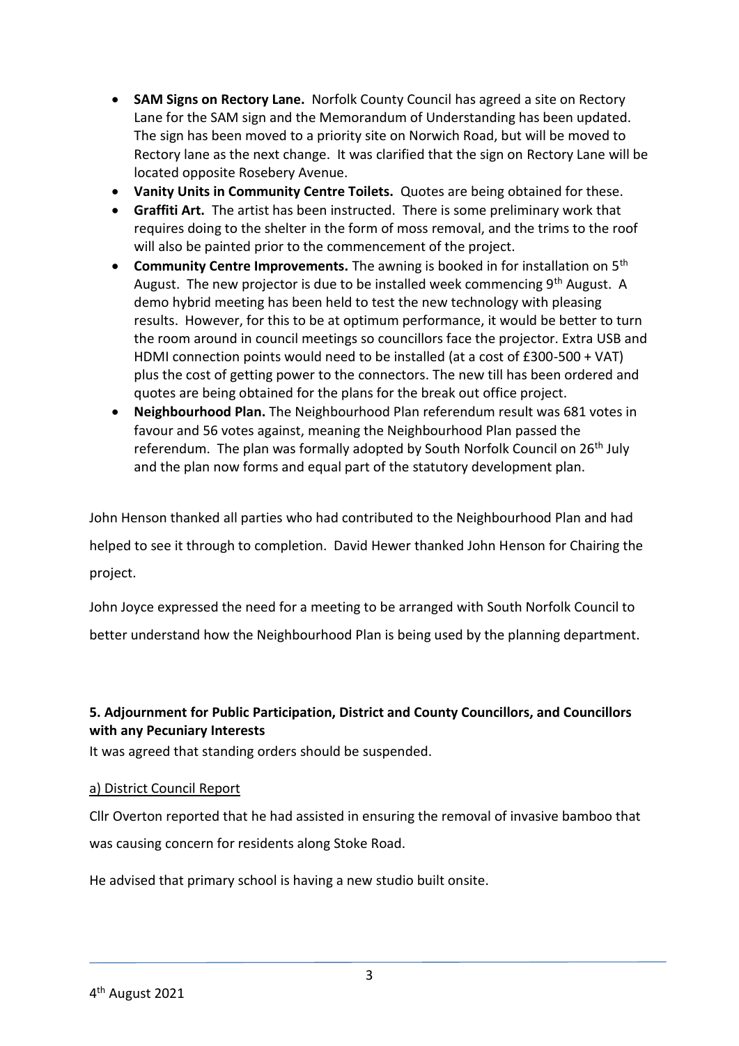- **SAM Signs on Rectory Lane.** Norfolk County Council has agreed a site on Rectory Lane for the SAM sign and the Memorandum of Understanding has been updated. The sign has been moved to a priority site on Norwich Road, but will be moved to Rectory lane as the next change. It was clarified that the sign on Rectory Lane will be located opposite Rosebery Avenue.
- **Vanity Units in Community Centre Toilets.** Quotes are being obtained for these.
- **Graffiti Art.** The artist has been instructed. There is some preliminary work that requires doing to the shelter in the form of moss removal, and the trims to the roof will also be painted prior to the commencement of the project.
- **Community Centre Improvements.** The awning is booked in for installation on 5th August. The new projector is due to be installed week commencing 9th August. A demo hybrid meeting has been held to test the new technology with pleasing results. However, for this to be at optimum performance, it would be better to turn the room around in council meetings so councillors face the projector. Extra USB and HDMI connection points would need to be installed (at a cost of £300-500 + VAT) plus the cost of getting power to the connectors. The new till has been ordered and quotes are being obtained for the plans for the break out office project.
- **Neighbourhood Plan.** The Neighbourhood Plan referendum result was 681 votes in favour and 56 votes against, meaning the Neighbourhood Plan passed the referendum. The plan was formally adopted by South Norfolk Council on 26th July and the plan now forms and equal part of the statutory development plan.

John Henson thanked all parties who had contributed to the Neighbourhood Plan and had helped to see it through to completion. David Hewer thanked John Henson for Chairing the project.

John Joyce expressed the need for a meeting to be arranged with South Norfolk Council to better understand how the Neighbourhood Plan is being used by the planning department.

## 5. Adjournment for Public Participation, District and County Councillors, and Councillors with any Pecuniary Interests

It was agreed that standing orders should be suspended.

### a) District Council Report

Cllr Overton reported that he had assisted in ensuring the removal of invasive bamboo that was causing concern for residents along Stoke Road.

He advised that primary school is having a new studio built onsite.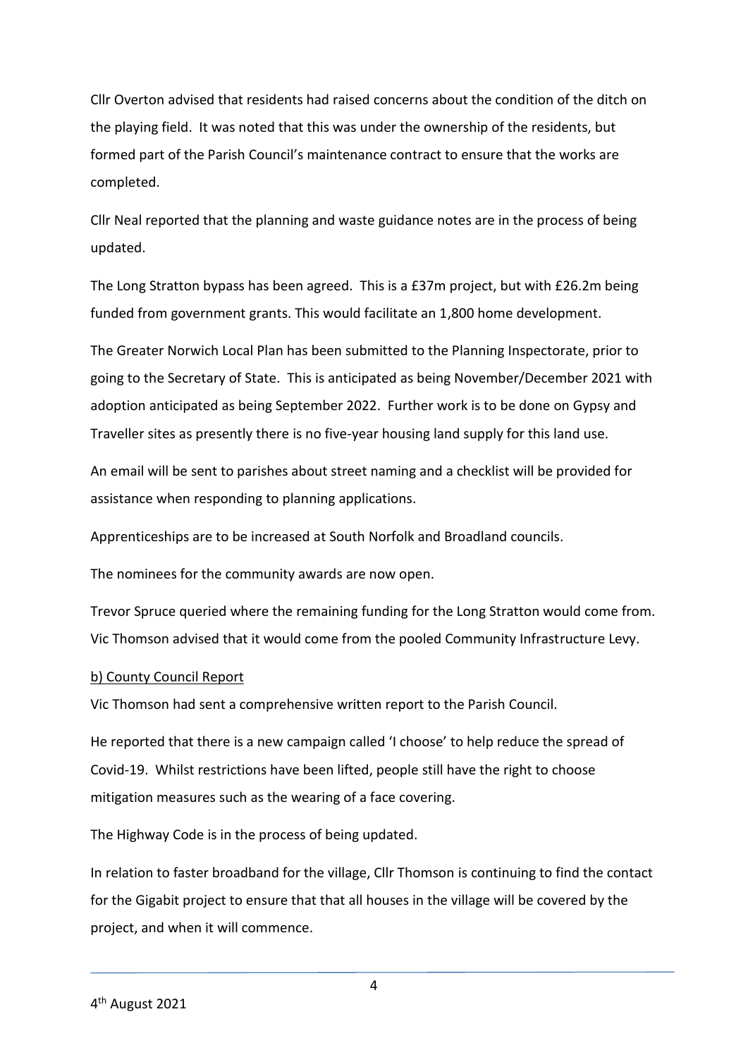Cllr Overton advised that residents had raised concerns about the condition of the ditch on the playing field. It was noted that this was under the ownership of the residents, but formed part of the Parish Council's maintenance contract to ensure that the works are completed.

Cllr Neal reported that the planning and waste guidance notes are in the process of being updated.

The Long Stratton bypass has been agreed. This is a £37m project, but with £26.2m being funded from government grants. This would facilitate an 1,800 home development.

The Greater Norwich Local Plan has been submitted to the Planning Inspectorate, prior to going to the Secretary of State. This is anticipated as being November/December 2021 with adoption anticipated as being September 2022. Further work is to be done on Gypsy and Traveller sites as presently there is no five-year housing land supply for this land use.

An email will be sent to parishes about street naming and a checklist will be provided for assistance when responding to planning applications.

Apprenticeships are to be increased at South Norfolk and Broadland councils.

The nominees for the community awards are now open.

Trevor Spruce queried where the remaining funding for the Long Stratton would come from. Vic Thomson advised that it would come from the pooled Community Infrastructure Levy.

<u>b) County Council Report</u>

Vic Thomson had sent a comprehensive written report to the Parish Council.

He reported that there is a new campaign called 'I choose' to help reduce the spread of Covid-19. Whilst restrictions have been lifted, people still have the right to choose mitigation measures such as the wearing of a face covering.

The Highway Code is in the process of being updated.

In relation to faster broadband for the village, Cllr Thomson is continuing to find the contact for the Gigabit project to ensure that that all houses in the village will be covered by the project, and when it will commence.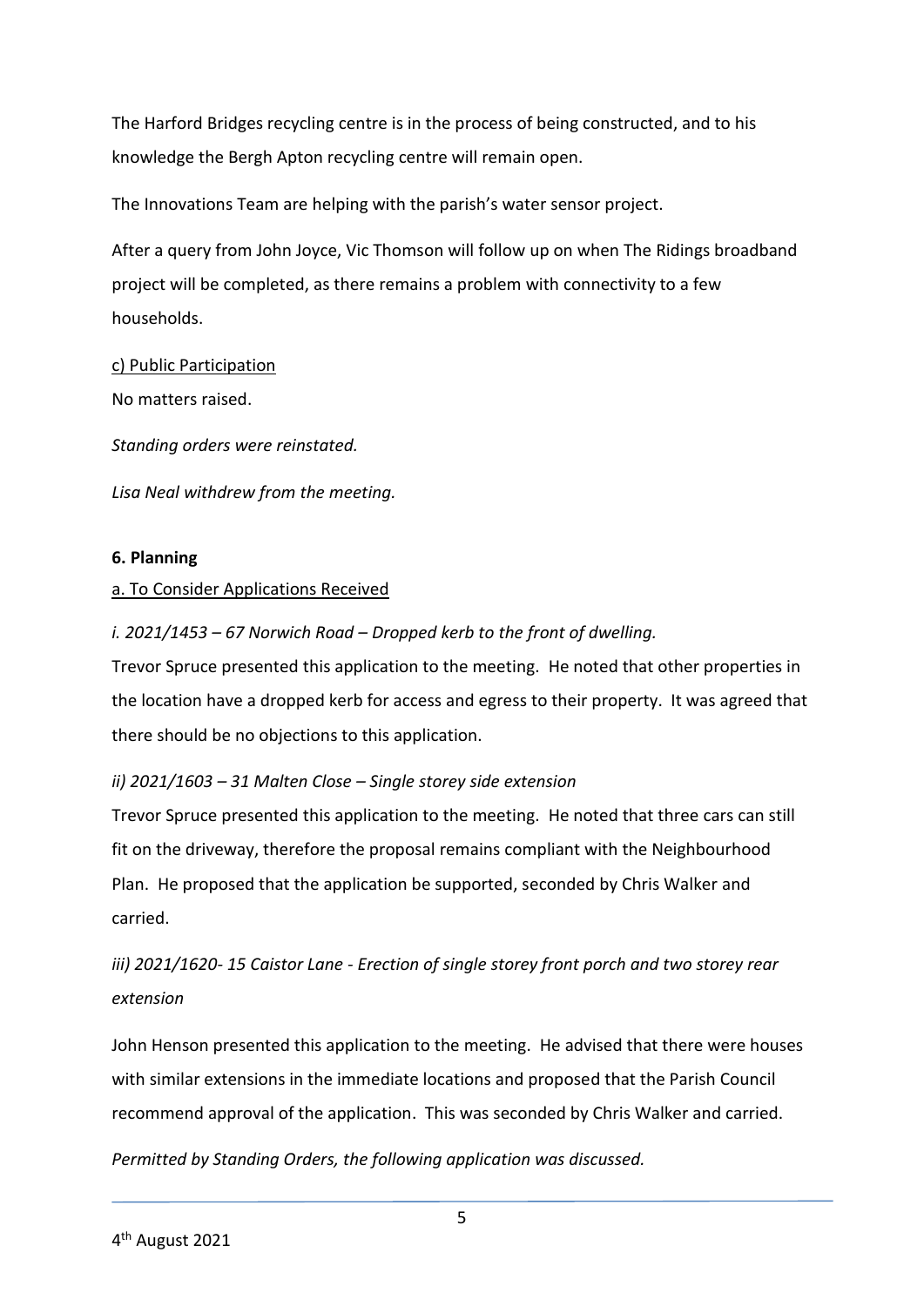The Harford Bridges recycling centre is in the process of being constructed, and to his knowledge the Bergh Apton recycling centre will remain open.

The Innovations Team are helping with the parish's water sensor project.

After a query from John Joyce, Vic Thomson will follow up on when The Ridings broadband project will be completed, as there remains a problem with connectivity to a few households.

c) Public Participation

No matters raised.

*Standing orders were reinstated.*

*Lisa Neal withdrew from the meeting.*

**6. Planning**

a. To Consider Applications Received

*i. 2021/1453 – 67 Norwich Road – Dropped kerb to the front of dwelling.*

Trevor Spruce presented this application to the meeting. He noted that other properties in the location have a dropped kerb for access and egress to their property. It was agreed that there should be no objections to this application.

*ii) 2021/1603 – 31 Malten Close – Single storey side extension*

Trevor Spruce presented this application to the meeting. He noted that three cars can still fit on the driveway, therefore the proposal remains compliant with the Neighbourhood Plan. He proposed that the application be supported, seconded by Chris Walker and carried.

*iii) 2021/1620- 15 Caistor Lane - Erection of single storey front porch and two storey rear extension*

John Henson presented this application to the meeting. He advised that there were houses with similar extensions in the immediate locations and proposed that the Parish Council recommend approval of the application. This was seconded by Chris Walker and carried.

*Permitted by Standing Orders, the following application was discussed.*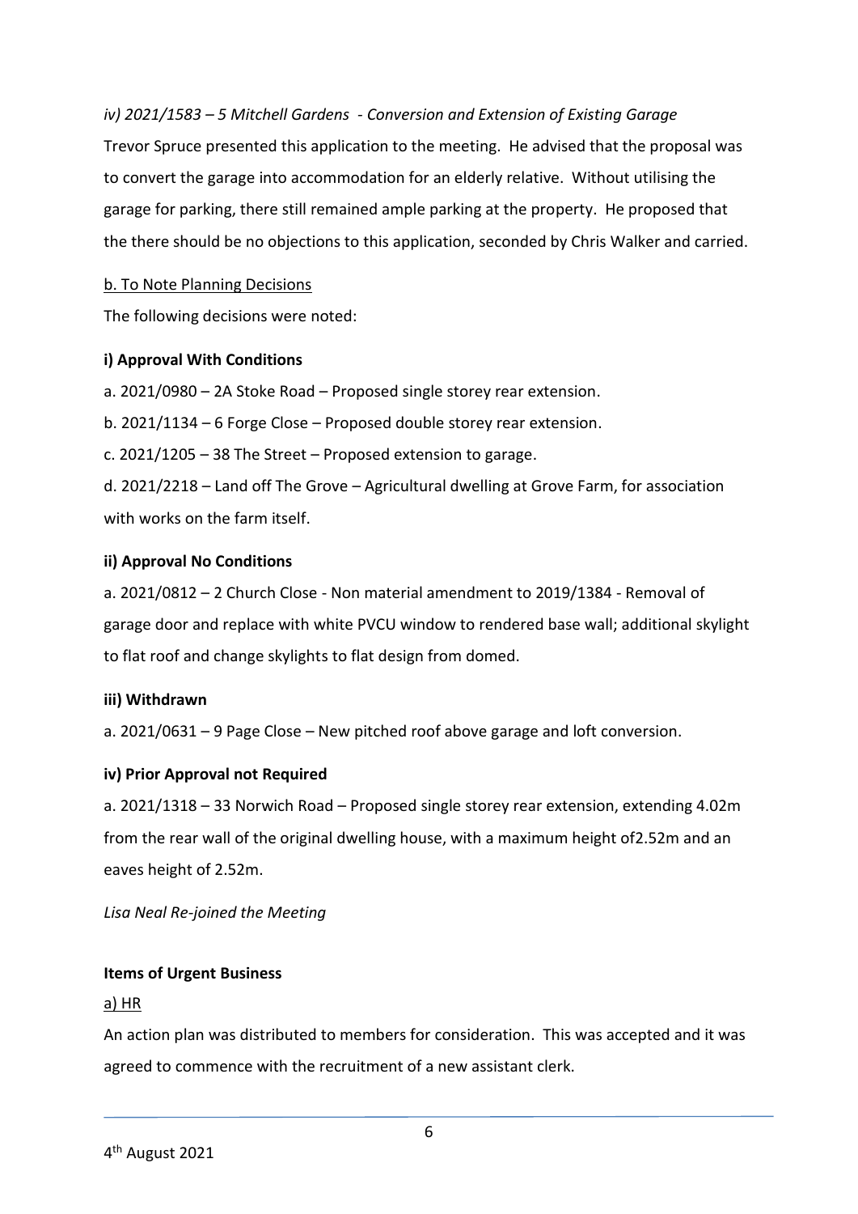*iv) 2021/1583 – 5 Mitchell Gardens - Conversion and Extension of Existing Garage*

Trevor Spruce presented this application to the meeting. He advised that the proposal was to convert the garage into accommodation for an elderly relative. Without utilising the garage for parking, there still remained ample parking at the property. He proposed that the there should be no objections to this application, seconded by Chris Walker and carried.

b. To Note Planning Decisions

The following decisions were noted:

**i) Approval With Conditions**

a. 2021/0980 – 2A Stoke Road – Proposed single storey rear extension.

b. 2021/1134 – 6 Forge Close – Proposed double storey rear extension.

c. 2021/1205 – 38 The Street – Proposed extension to garage.

d. 2021/2218 – Land off The Grove – Agricultural dwelling at Grove Farm, for association with works on the farm itself.

**ii) Approval No Conditions**

a. 2021/0812 – 2 Church Close - Non material amendment to 2019/1384 - Removal of garage door and replace with white PVCU window to rendered base wall; additional skylight to flat roof and change skylights to flat design from domed.

**iii) Withdrawn**

a. 2021/0631 – 9 Page Close – New pitched roof above garage and loft conversion.

**iv) Prior Approval not Required**

a. 2021/1318 – 33 Norwich Road – Proposed single storey rear extension, extending 4.02m from the rear wall of the original dwelling house, with a maximum height of2.52m and an eaves height of 2.52m.

*Lisa Neal Re-joined the Meeting*

**Items of Urgent Business**

a) HR

An action plan was distributed to members for consideration. This was accepted and it was agreed to commence with the recruitment of a new assistant clerk.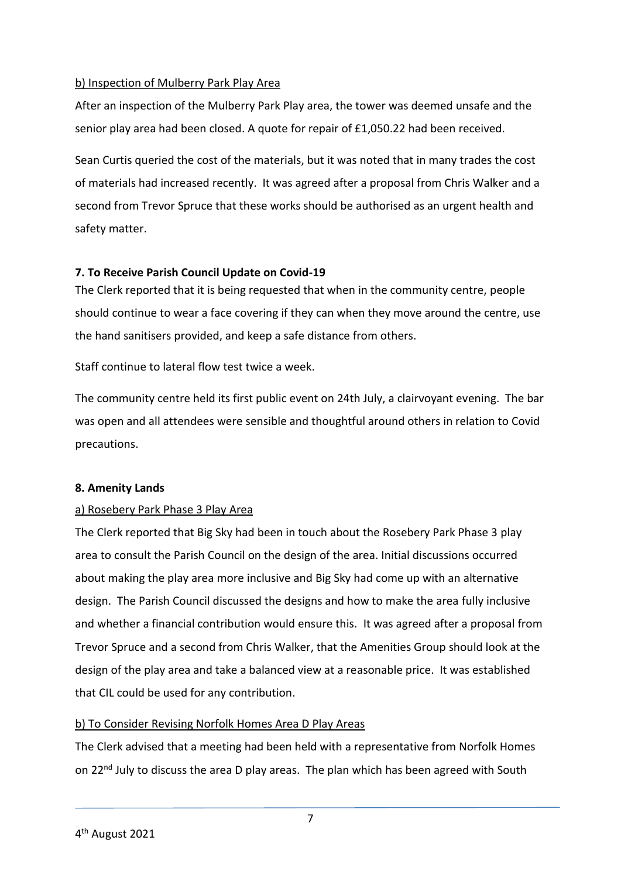b) Inspection of Mulberry Park Play Area

After an inspection of the Mulberry Park Play area, the tower was deemed unsafe and the senior play area had been closed. A quote for repair of £1,050.22 had been received.

Sean Curtis queried the cost of the materials, but it was noted that in many trades the cost of materials had increased recently. It was agreed after a proposal from Chris Walker and a second from Trevor Spruce that these works should be authorised as an urgent health and safety matter.

**7. To Receive Parish Council Update on Covid-19**

The Clerk reported that it is being requested that when in the community centre, people should continue to wear a face covering if they can when they move around the centre, use the hand sanitisers provided, and keep a safe distance from others.

Staff continue to lateral flow test twice a week.

The community centre held its first public event on 24th July, a clairvoyant evening. The bar was open and all attendees were sensible and thoughtful around others in relation to Covid precautions.

**8. Amenity Lands**

a) Rosebery Park Phase 3 Play Area

The Clerk reported that Big Sky had been in touch about the Rosebery Park Phase 3 play area to consult the Parish Council on the design of the area. Initial discussions occurred about making the play area more inclusive and Big Sky had come up with an alternative design. The Parish Council discussed the designs and how to make the area fully inclusive and whether a financial contribution would ensure this. It was agreed after a proposal from Trevor Spruce and a second from Chris Walker, that the Amenities Group should look at the design of the play area and take a balanced view at a reasonable price. It was established that CIL could be used for any contribution.

b) To Consider Revising Norfolk Homes Area D Play Areas

The Clerk advised that a meeting had been held with a representative from Norfolk Homes on 22nd July to discuss the area D play areas. The plan which has been agreed with South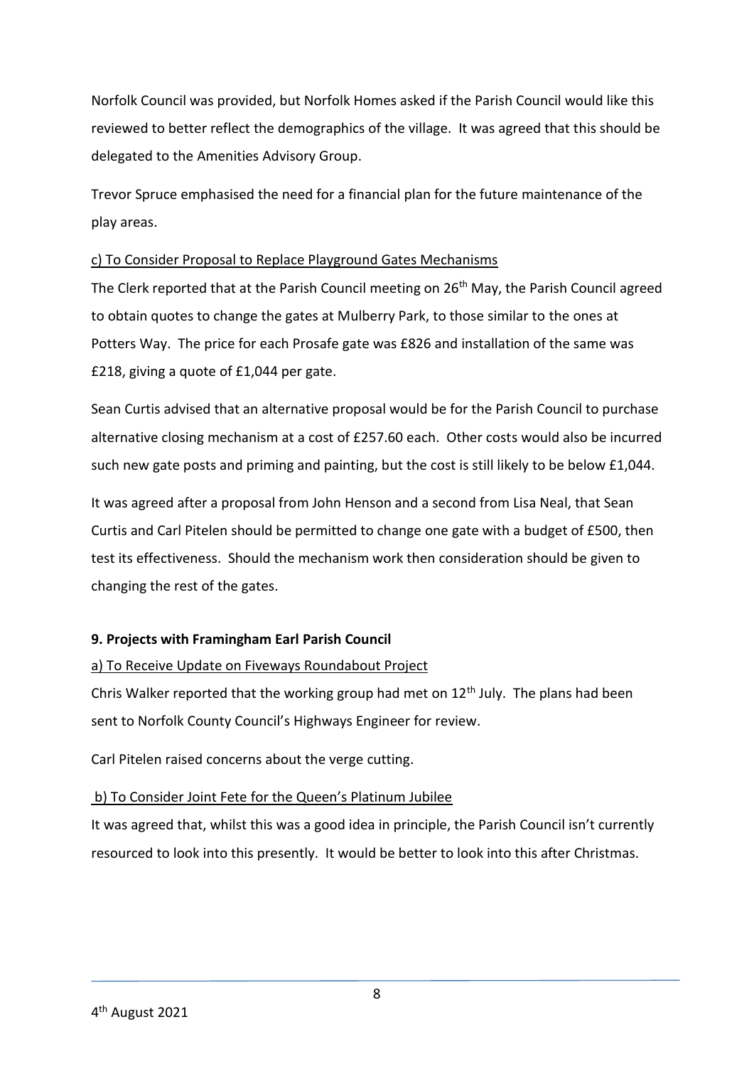Norfolk Council was provided, but Norfolk Homes asked if the Parish Council would like this reviewed to better reflect the demographics of the village. It was agreed that this should be delegated to the Amenities Advisory Group.

Trevor Spruce emphasised the need for a financial plan for the future maintenance of the play areas.

c) To Consider Proposal to Replace Playground Gates Mechanisms

The Clerk reported that at the Parish Council meeting on 26th May, the Parish Council agreed to obtain quotes to change the gates at Mulberry Park, to those similar to the ones at Potters Way. The price for each Prosafe gate was £826 and installation of the same was £218, giving a quote of £1,044 per gate.

Sean Curtis advised that an alternative proposal would be for the Parish Council to purchase alternative closing mechanism at a cost of £257.60 each. Other costs would also be incurred such new gate posts and priming and painting, but the cost is still likely to be below £1,044.

It was agreed after a proposal from John Henson and a second from Lisa Neal, that Sean Curtis and Carl Pitelen should be permitted to change one gate with a budget of £500, then test its effectiveness. Should the mechanism work then consideration should be given to changing the rest of the gates.

**9. Projects with Framingham Earl Parish Council**

a) To Receive Update on Fiveways Roundabout Project

Chris Walker reported that the working group had met on 12th July. The plans had been sent to Norfolk County Council's Highways Engineer for review.

Carl Pitelen raised concerns about the verge cutting.

b) To Consider Joint Fete for the Queen's Platinum Jubilee

It was agreed that, whilst this was a good idea in principle, the Parish Council isn't currently resourced to look into this presently. It would be better to look into this after Christmas.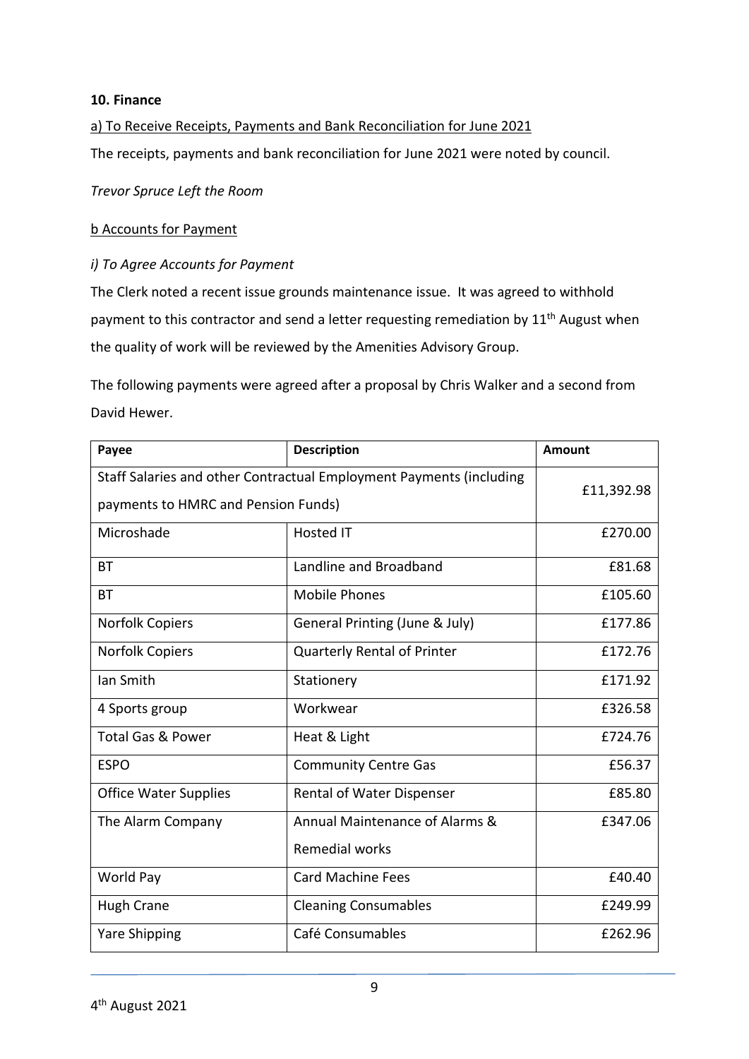**10. Finance**

a) To Receive Receipts, Payments and Bank Reconciliation for June 2021

The receipts, payments and bank reconciliation for June 2021 were noted by council.

*Trevor Spruce Left the Room*

b Accounts for Payment

*i) To Agree Accounts for Payment*

The Clerk noted a recent issue grounds maintenance issue. It was agreed to withhold payment to this contractor and send a letter requesting remediation by 11th August when the quality of work will be reviewed by the Amenities Advisory Group.

The following payments were agreed after a proposal by Chris Walker and a second from David Hewer.

| Payee | Description | Amount |
|---|---|---|
| Staff Salaries and other Contractual Employment Payments (including payments to HMRC and Pension Funds) | | £11,392.98 |
| Microshade | Hosted IT | £270.00 |
| BT | Landline and Broadband | £81.68 |
| BT | Mobile Phones | £105.60 |
| Norfolk Copiers | General Printing (June & July) | £177.86 |
| Norfolk Copiers | Quarterly Rental of Printer | £172.76 |
| Ian Smith | Stationery | £171.92 |
| 4 Sports group | Workwear | £326.58 |
| Total Gas & Power | Heat & Light | £724.76 |
| ESPO | Community Centre Gas | £56.37 |
| Office Water Supplies | Rental of Water Dispenser | £85.80 |
| The Alarm Company | Annual Maintenance of Alarms & Remedial works | £347.06 |
| World Pay | Card Machine Fees | £40.40 |
| Hugh Crane | Cleaning Consumables | £249.99 |
| Yare Shipping | Café Consumables | £262.96 |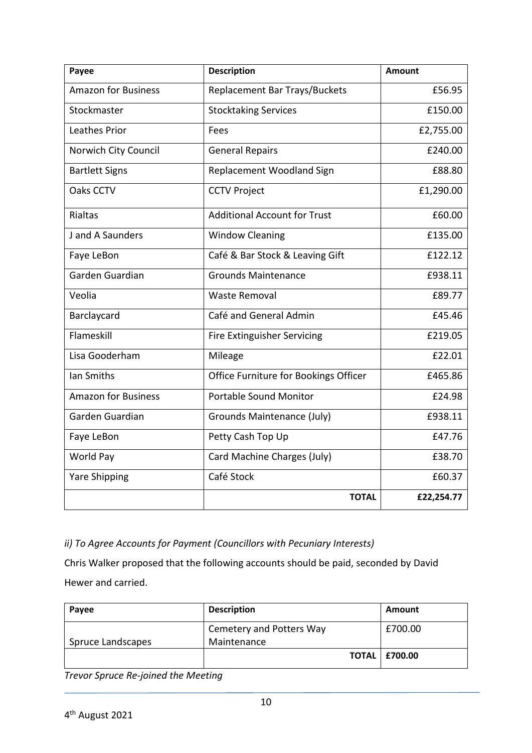| Payee | Description | Amount |
|---|---|---|
| Amazon for Business | Replacement Bar Trays/Buckets | £56.95 |
| Stockmaster | Stocktaking Services | £150.00 |
| Leathes Prior | Fees | £2,755.00 |
| Norwich City Council | General Repairs | £240.00 |
| Bartlett Signs | Replacement Woodland Sign | £88.80 |
| Oaks CCTV | CCTV Project | £1,290.00 |
| Rialtas | Additional Account for Trust | £60.00 |
| J and A Saunders | Window Cleaning | £135.00 |
| Faye LeBon | Café & Bar Stock & Leaving Gift | £122.12 |
| Garden Guardian | Grounds Maintenance | £938.11 |
| Veolia | Waste Removal | £89.77 |
| Barclaycard | Café and General Admin | £45.46 |
| Flameskill | Fire Extinguisher Servicing | £219.05 |
| Lisa Gooderham | Mileage | £22.01 |
| Ian Smiths | Office Furniture for Bookings Officer | £465.86 |
| Amazon for Business | Portable Sound Monitor | £24.98 |
| Garden Guardian | Grounds Maintenance (July) | £938.11 |
| Faye LeBon | Petty Cash Top Up | £47.76 |
| World Pay | Card Machine Charges (July) | £38.70 |
| Yare Shipping | Café Stock | £60.37 |
| | **TOTAL** | **£22,254.77** |

*ii) To Agree Accounts for Payment (Councillors with Pecuniary Interests)*

Chris Walker proposed that the following accounts should be paid, seconded by David Hewer and carried.

| Payee | Description | Amount |
|---|---|---|
| Spruce Landscapes | Cemetery and Potters Way Maintenance | £700.00 |
| | **TOTAL** | **£700.00** |

*Trevor Spruce Re-joined the Meeting*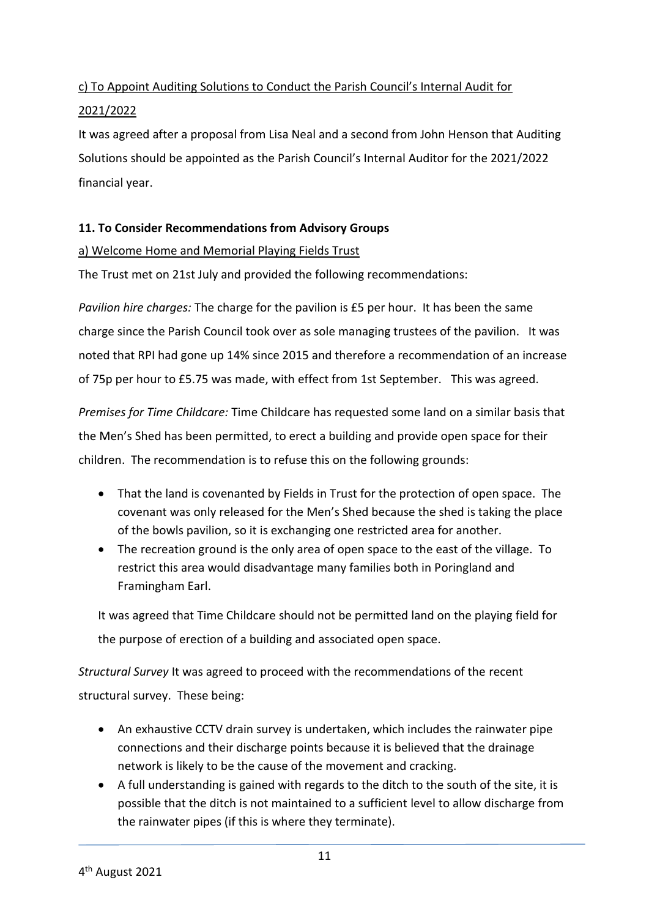c) To Appoint Auditing Solutions to Conduct the Parish Council's Internal Audit for 2021/2022

It was agreed after a proposal from Lisa Neal and a second from John Henson that Auditing Solutions should be appointed as the Parish Council's Internal Auditor for the 2021/2022 financial year.

**11. To Consider Recommendations from Advisory Groups**

a) Welcome Home and Memorial Playing Fields Trust

The Trust met on 21st July and provided the following recommendations:

*Pavilion hire charges:* The charge for the pavilion is £5 per hour. It has been the same charge since the Parish Council took over as sole managing trustees of the pavilion. It was noted that RPI had gone up 14% since 2015 and therefore a recommendation of an increase of 75p per hour to £5.75 was made, with effect from 1st September. This was agreed.

*Premises for Time Childcare:* Time Childcare has requested some land on a similar basis that the Men's Shed has been permitted, to erect a building and provide open space for their children. The recommendation is to refuse this on the following grounds:

- That the land is covenanted by Fields in Trust for the protection of open space. The covenant was only released for the Men's Shed because the shed is taking the place of the bowls pavilion, so it is exchanging one restricted area for another.
- The recreation ground is the only area of open space to the east of the village. To restrict this area would disadvantage many families both in Poringland and Framingham Earl.

It was agreed that Time Childcare should not be permitted land on the playing field for the purpose of erection of a building and associated open space.

*Structural Survey* It was agreed to proceed with the recommendations of the recent structural survey. These being:

- An exhaustive CCTV drain survey is undertaken, which includes the rainwater pipe connections and their discharge points because it is believed that the drainage network is likely to be the cause of the movement and cracking.
- A full understanding is gained with regards to the ditch to the south of the site, it is possible that the ditch is not maintained to a sufficient level to allow discharge from the rainwater pipes (if this is where they terminate).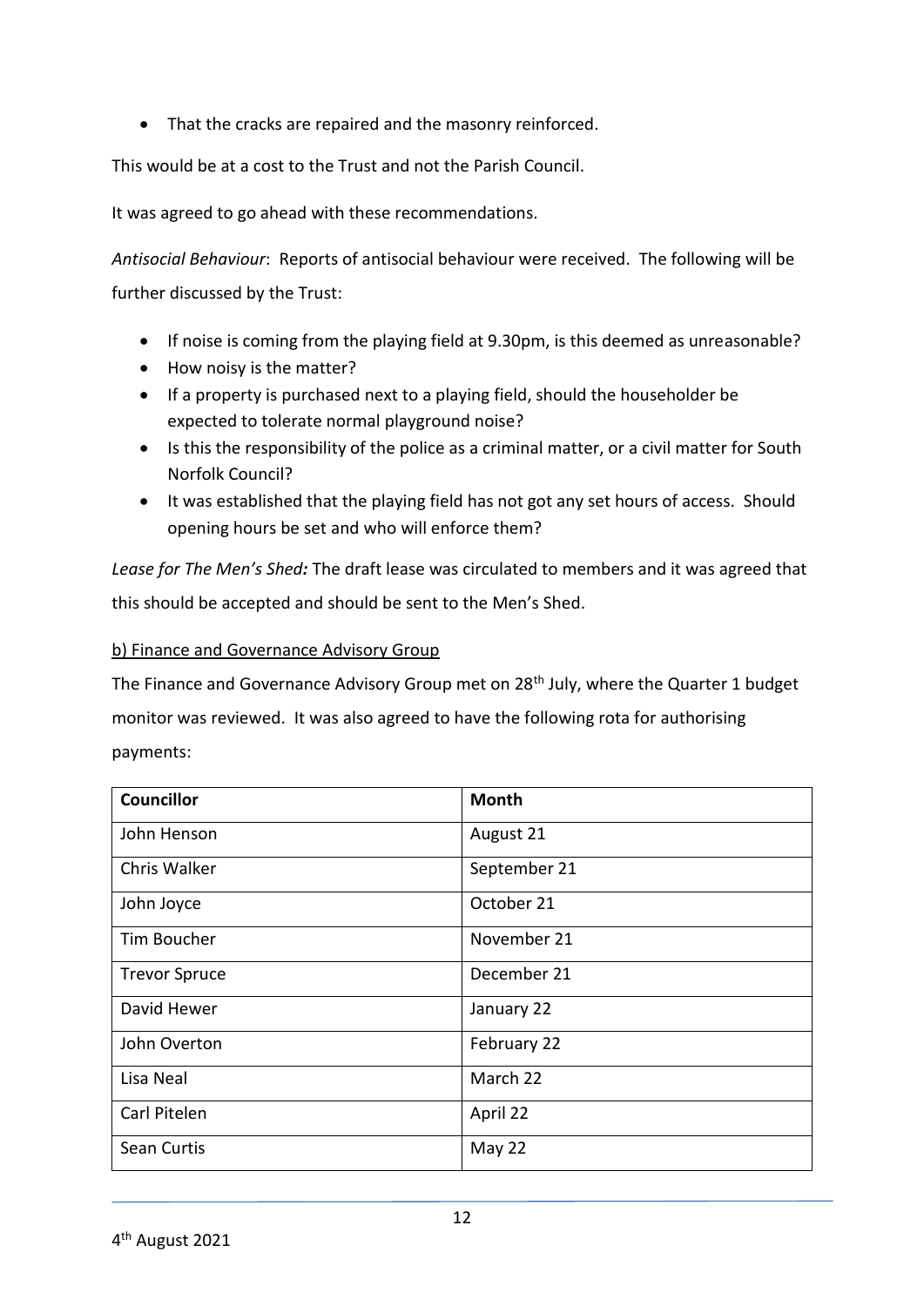- That the cracks are repaired and the masonry reinforced.

This would be at a cost to the Trust and not the Parish Council.

It was agreed to go ahead with these recommendations.

*Antisocial Behaviour*: Reports of antisocial behaviour were received. The following will be further discussed by the Trust:

- If noise is coming from the playing field at 9.30pm, is this deemed as unreasonable?
- How noisy is the matter?
- If a property is purchased next to a playing field, should the householder be expected to tolerate normal playground noise?
- Is this the responsibility of the police as a criminal matter, or a civil matter for South Norfolk Council?
- It was established that the playing field has not got any set hours of access. Should opening hours be set and who will enforce them?

*Lease for The Men's Shed:* The draft lease was circulated to members and it was agreed that this should be accepted and should be sent to the Men's Shed.

b) Finance and Governance Advisory Group

The Finance and Governance Advisory Group met on 28th July, where the Quarter 1 budget monitor was reviewed. It was also agreed to have the following rota for authorising payments:

| **Councillor** | **Month** |
|---|---|
| John Henson | August 21 |
| Chris Walker | September 21 |
| John Joyce | October 21 |
| Tim Boucher | November 21 |
| Trevor Spruce | December 21 |
| David Hewer | January 22 |
| John Overton | February 22 |
| Lisa Neal | March 22 |
| Carl Pitelen | April 22 |
| Sean Curtis | May 22 |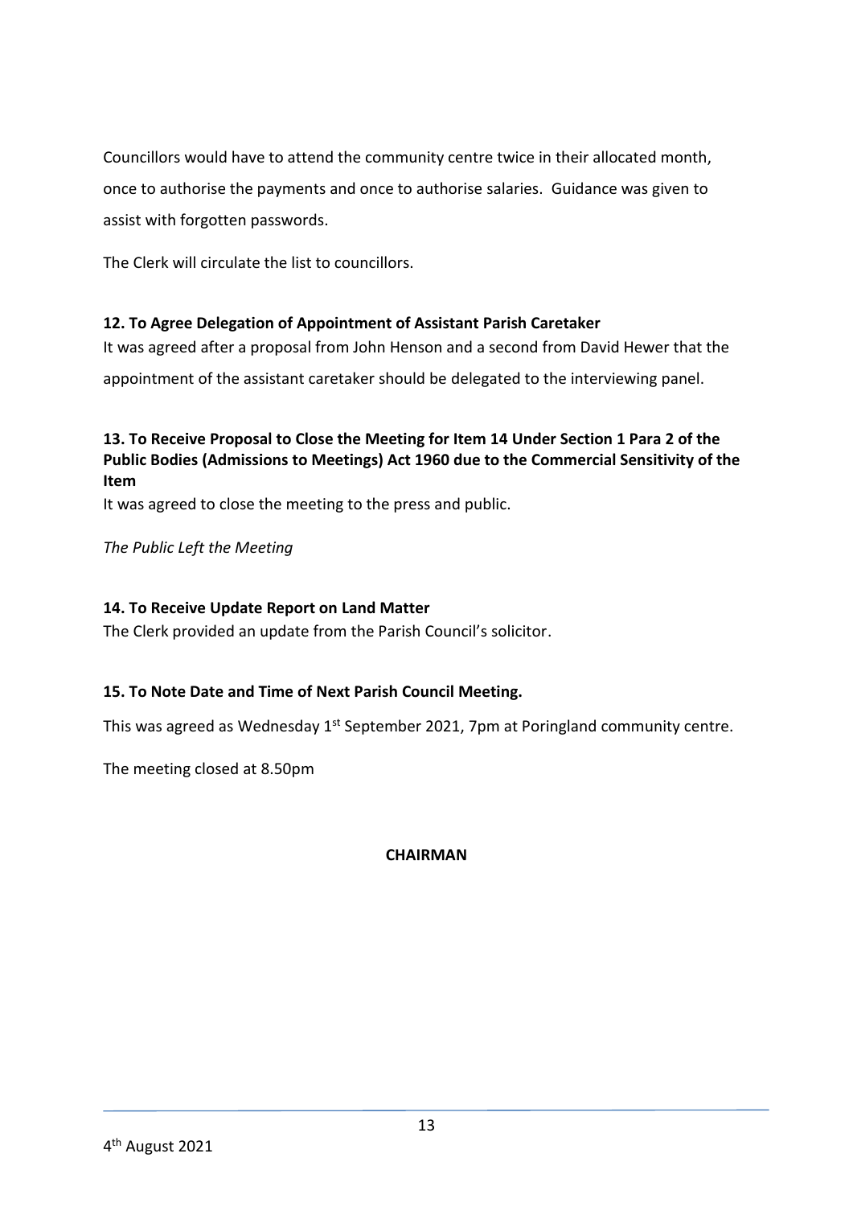Councillors would have to attend the community centre twice in their allocated month, once to authorise the payments and once to authorise salaries. Guidance was given to assist with forgotten passwords.

The Clerk will circulate the list to councillors.

**12. To Agree Delegation of Appointment of Assistant Parish Caretaker**

It was agreed after a proposal from John Henson and a second from David Hewer that the appointment of the assistant caretaker should be delegated to the interviewing panel.

**13. To Receive Proposal to Close the Meeting for Item 14 Under Section 1 Para 2 of the Public Bodies (Admissions to Meetings) Act 1960 due to the Commercial Sensitivity of the Item**

It was agreed to close the meeting to the press and public.

*The Public Left the Meeting*

**14. To Receive Update Report on Land Matter**

The Clerk provided an update from the Parish Council's solicitor.

**15. To Note Date and Time of Next Parish Council Meeting.**

This was agreed as Wednesday 1st September 2021, 7pm at Poringland community centre.

The meeting closed at 8.50pm

**CHAIRMAN**

4th August 2021